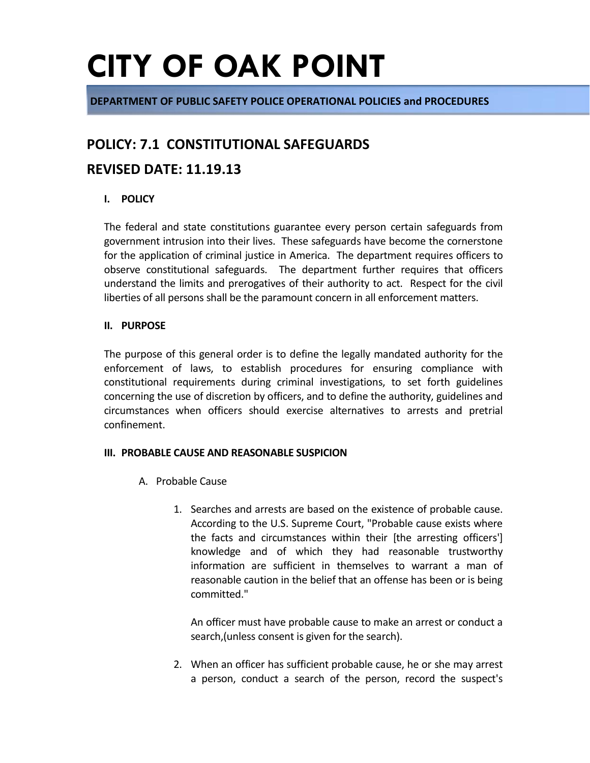# CITY OF OAK POINT

**DEPARTMENT OF PUBLIC SAFETY POLICE OPERATIONAL POLICIES and PROCEDURES**

## POLICY: 7.1 CONSTITUTIONAL SAFEGUARDS

## REVISED DATE: 11.19.13

### I. POLICY

The federal and state constitutions guarantee every person certain safeguards from government intrusion into their lives. These safeguards have become the cornerstone for the application of criminal justice in America. The department requires officers to observe constitutional safeguards. The department further requires that officers understand the limits and prerogatives of their authority to act. Respect for the civil liberties of all persons shall be the paramount concern in all enforcement matters.

### II. PURPOSE

The purpose of this general order is to define the legally mandated authority for the enforcement of laws, to establish procedures for ensuring compliance with constitutional requirements during criminal investigations, to set forth guidelines concerning the use of discretion by officers, and to define the authority, guidelines and circumstances when officers should exercise alternatives to arrests and pretrial confinement.

### III. PROBABLE CAUSE AND REASONABLE SUSPICION

A. Probable Cause

1. Searches and arrests are based on the existence of probable cause. According to the U.S. Supreme Court, "Probable cause exists where the facts and circumstances within their [the arresting officers'] knowledge and of which they had reasonable trustworthy information are sufficient in themselves to warrant a man of reasonable caution in the belief that an offense has been or is being committed."

   An officer must have probable cause to make an arrest or conduct a search,(unless consent is given for the search).

2. When an officer has sufficient probable cause, he or she may arrest a person, conduct a search of the person, record the suspect's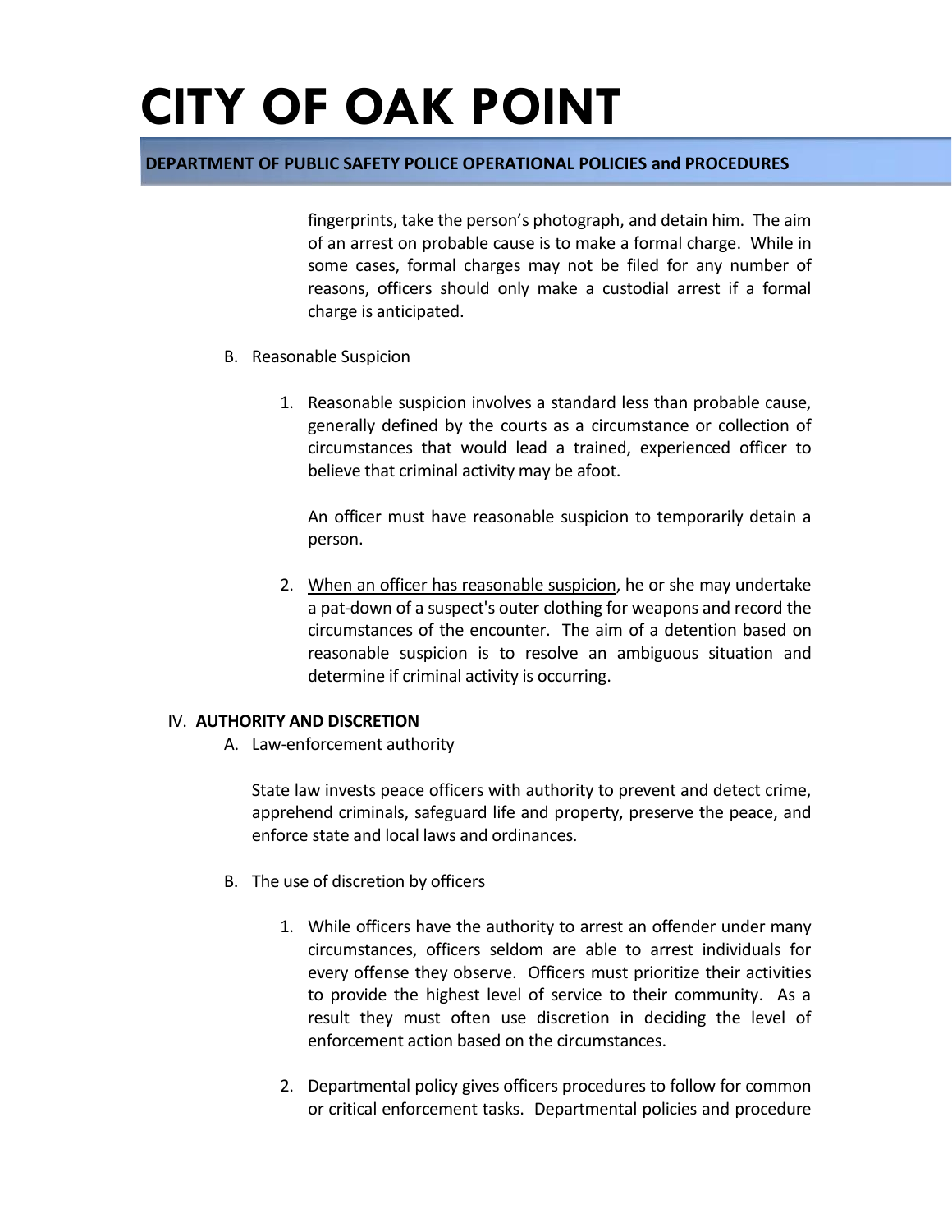fingerprints, take the person's photograph, and detain him. The aim of an arrest on probable cause is to make a formal charge. While in some cases, formal charges may not be filed for any number of reasons, officers should only make a custodial arrest if a formal charge is anticipated.

B. Reasonable Suspicion

1. Reasonable suspicion involves a standard less than probable cause, generally defined by the courts as a circumstance or collection of circumstances that would lead a trained, experienced officer to believe that criminal activity may be afoot.

   An officer must have reasonable suspicion to temporarily detain a person.

2. <u>When an officer has reasonable suspicion</u>, he or she may undertake a pat-down of a suspect's outer clothing for weapons and record the circumstances of the encounter. The aim of a detention based on reasonable suspicion is to resolve an ambiguous situation and determine if criminal activity is occurring.

## IV. AUTHORITY AND DISCRETION

A. Law-enforcement authority

State law invests peace officers with authority to prevent and detect crime, apprehend criminals, safeguard life and property, preserve the peace, and enforce state and local laws and ordinances.

B. The use of discretion by officers

1. While officers have the authority to arrest an offender under many circumstances, officers seldom are able to arrest individuals for every offense they observe. Officers must prioritize their activities to provide the highest level of service to their community. As a result they must often use discretion in deciding the level of enforcement action based on the circumstances.

2. Departmental policy gives officers procedures to follow for common or critical enforcement tasks. Departmental policies and procedure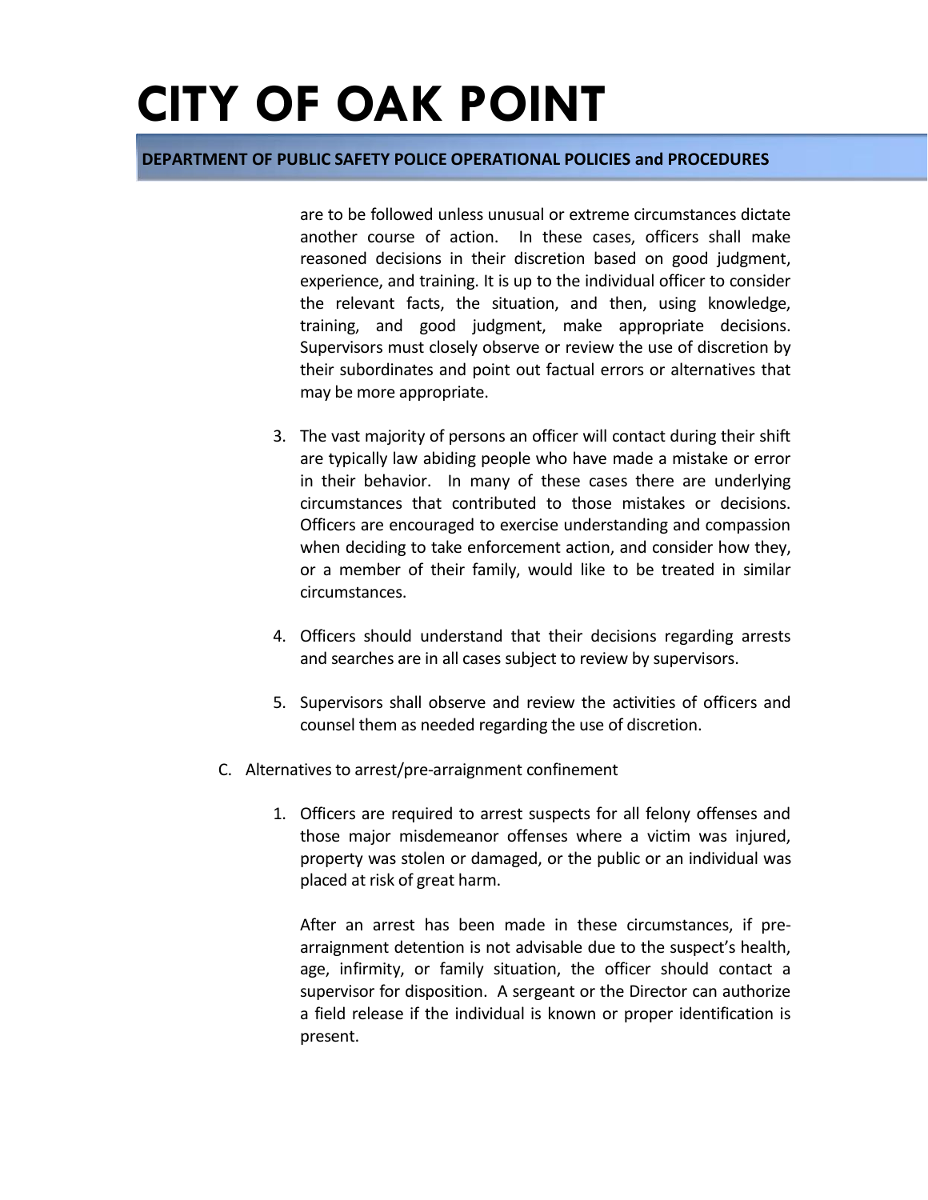are to be followed unless unusual or extreme circumstances dictate another course of action. In these cases, officers shall make reasoned decisions in their discretion based on good judgment, experience, and training. It is up to the individual officer to consider the relevant facts, the situation, and then, using knowledge, training, and good judgment, make appropriate decisions. Supervisors must closely observe or review the use of discretion by their subordinates and point out factual errors or alternatives that may be more appropriate.

3. The vast majority of persons an officer will contact during their shift are typically law abiding people who have made a mistake or error in their behavior. In many of these cases there are underlying circumstances that contributed to those mistakes or decisions. Officers are encouraged to exercise understanding and compassion when deciding to take enforcement action, and consider how they, or a member of their family, would like to be treated in similar circumstances.

4. Officers should understand that their decisions regarding arrests and searches are in all cases subject to review by supervisors.

5. Supervisors shall observe and review the activities of officers and counsel them as needed regarding the use of discretion.

C. Alternatives to arrest/pre-arraignment confinement

1. Officers are required to arrest suspects for all felony offenses and those major misdemeanor offenses where a victim was injured, property was stolen or damaged, or the public or an individual was placed at risk of great harm.

   After an arrest has been made in these circumstances, if pre-arraignment detention is not advisable due to the suspect's health, age, infirmity, or family situation, the officer should contact a supervisor for disposition. A sergeant or the Director can authorize a field release if the individual is known or proper identification is present.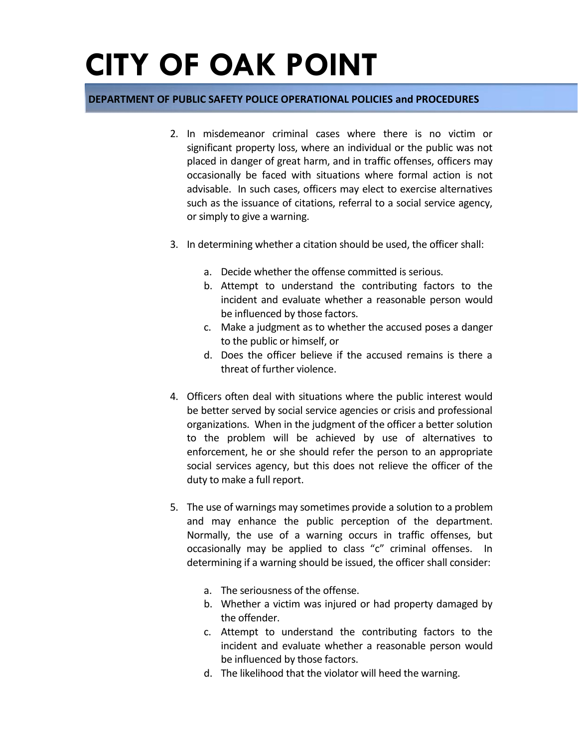2. In misdemeanor criminal cases where there is no victim or significant property loss, where an individual or the public was not placed in danger of great harm, and in traffic offenses, officers may occasionally be faced with situations where formal action is not advisable. In such cases, officers may elect to exercise alternatives such as the issuance of citations, referral to a social service agency, or simply to give a warning.

3. In determining whether a citation should be used, the officer shall:

   a. Decide whether the offense committed is serious.
   b. Attempt to understand the contributing factors to the incident and evaluate whether a reasonable person would be influenced by those factors.
   c. Make a judgment as to whether the accused poses a danger to the public or himself, or
   d. Does the officer believe if the accused remains is there a threat of further violence.

4. Officers often deal with situations where the public interest would be better served by social service agencies or crisis and professional organizations. When in the judgment of the officer a better solution to the problem will be achieved by use of alternatives to enforcement, he or she should refer the person to an appropriate social services agency, but this does not relieve the officer of the duty to make a full report.

5. The use of warnings may sometimes provide a solution to a problem and may enhance the public perception of the department. Normally, the use of a warning occurs in traffic offenses, but occasionally may be applied to class "c" criminal offenses. In determining if a warning should be issued, the officer shall consider:

   a. The seriousness of the offense.
   b. Whether a victim was injured or had property damaged by the offender.
   c. Attempt to understand the contributing factors to the incident and evaluate whether a reasonable person would be influenced by those factors.
   d. The likelihood that the violator will heed the warning.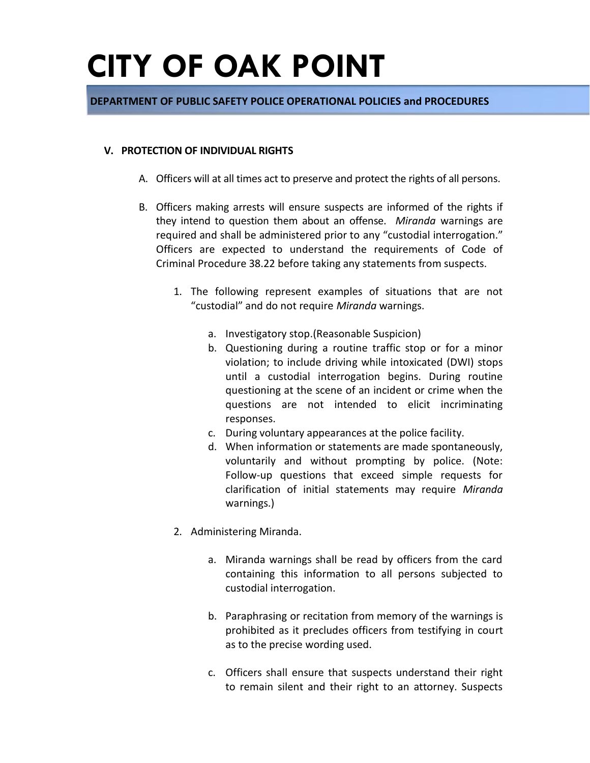# CITY OF OAK POINT

**DEPARTMENT OF PUBLIC SAFETY POLICE OPERATIONAL POLICIES and PROCEDURES**

## V. PROTECTION OF INDIVIDUAL RIGHTS

A. Officers will at all times act to preserve and protect the rights of all persons.

B. Officers making arrests will ensure suspects are informed of the rights if they intend to question them about an offense. *Miranda* warnings are required and shall be administered prior to any "custodial interrogation." Officers are expected to understand the requirements of Code of Criminal Procedure 38.22 before taking any statements from suspects.

1. The following represent examples of situations that are not "custodial" and do not require *Miranda* warnings.

    a. Investigatory stop.(Reasonable Suspicion)

    b. Questioning during a routine traffic stop or for a minor violation; to include driving while intoxicated (DWI) stops until a custodial interrogation begins. During routine questioning at the scene of an incident or crime when the questions are not intended to elicit incriminating responses.

    c. During voluntary appearances at the police facility.

    d. When information or statements are made spontaneously, voluntarily and without prompting by police. (Note: Follow-up questions that exceed simple requests for clarification of initial statements may require *Miranda* warnings.)

2. Administering Miranda.

    a. Miranda warnings shall be read by officers from the card containing this information to all persons subjected to custodial interrogation.

    b. Paraphrasing or recitation from memory of the warnings is prohibited as it precludes officers from testifying in court as to the precise wording used.

    c. Officers shall ensure that suspects understand their right to remain silent and their right to an attorney. Suspects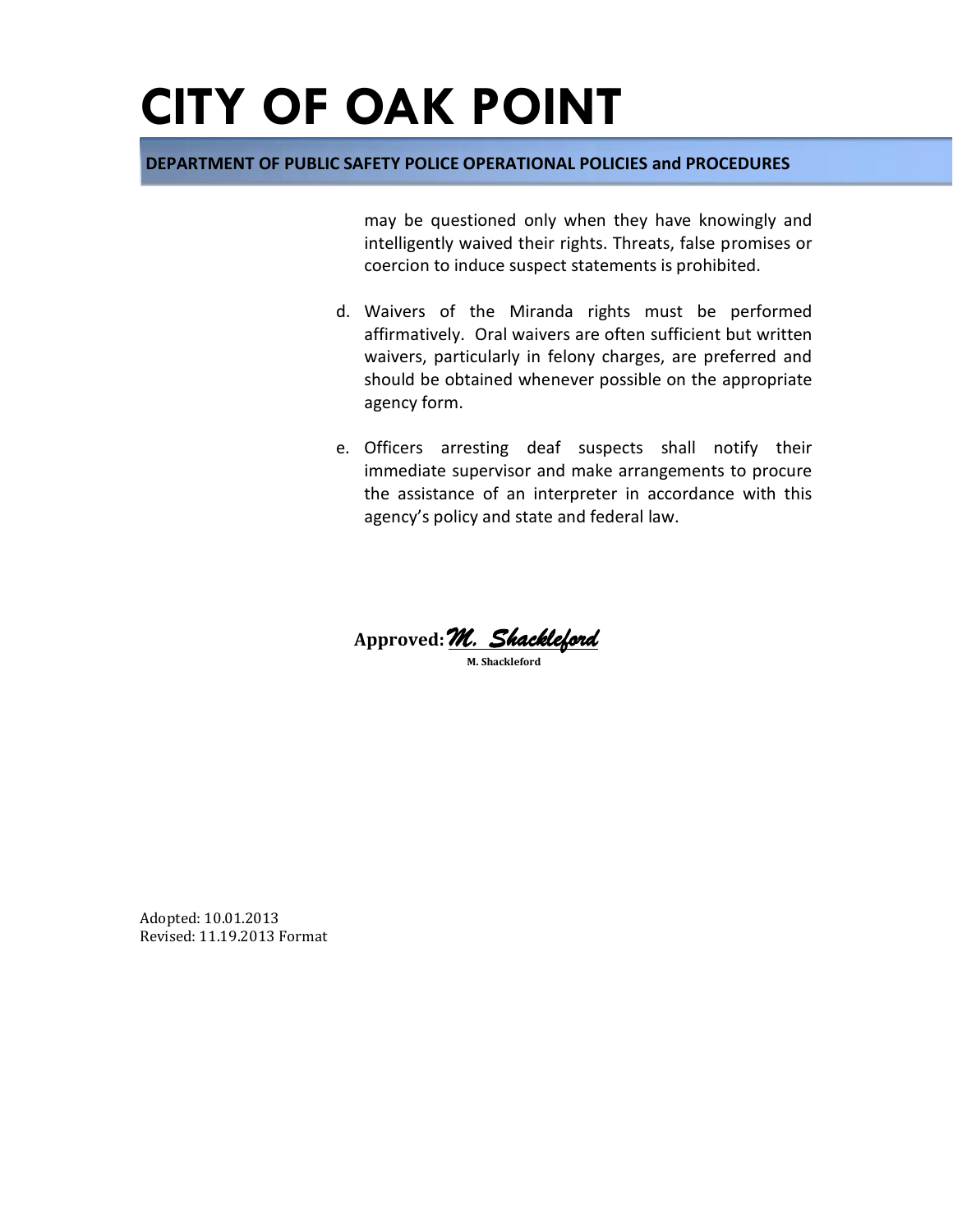may be questioned only when they have knowingly and intelligently waived their rights. Threats, false promises or coercion to induce suspect statements is prohibited.

d. Waivers of the Miranda rights must be performed affirmatively. Oral waivers are often sufficient but written waivers, particularly in felony charges, are preferred and should be obtained whenever possible on the appropriate agency form.

e. Officers arresting deaf suspects shall notify their immediate supervisor and make arrangements to procure the assistance of an interpreter in accordance with this agency's policy and state and federal law.

**Approved:** *M. Shackleford*
**M. Shackleford**

Adopted: 10.01.2013
Revised: 11.19.2013 Format